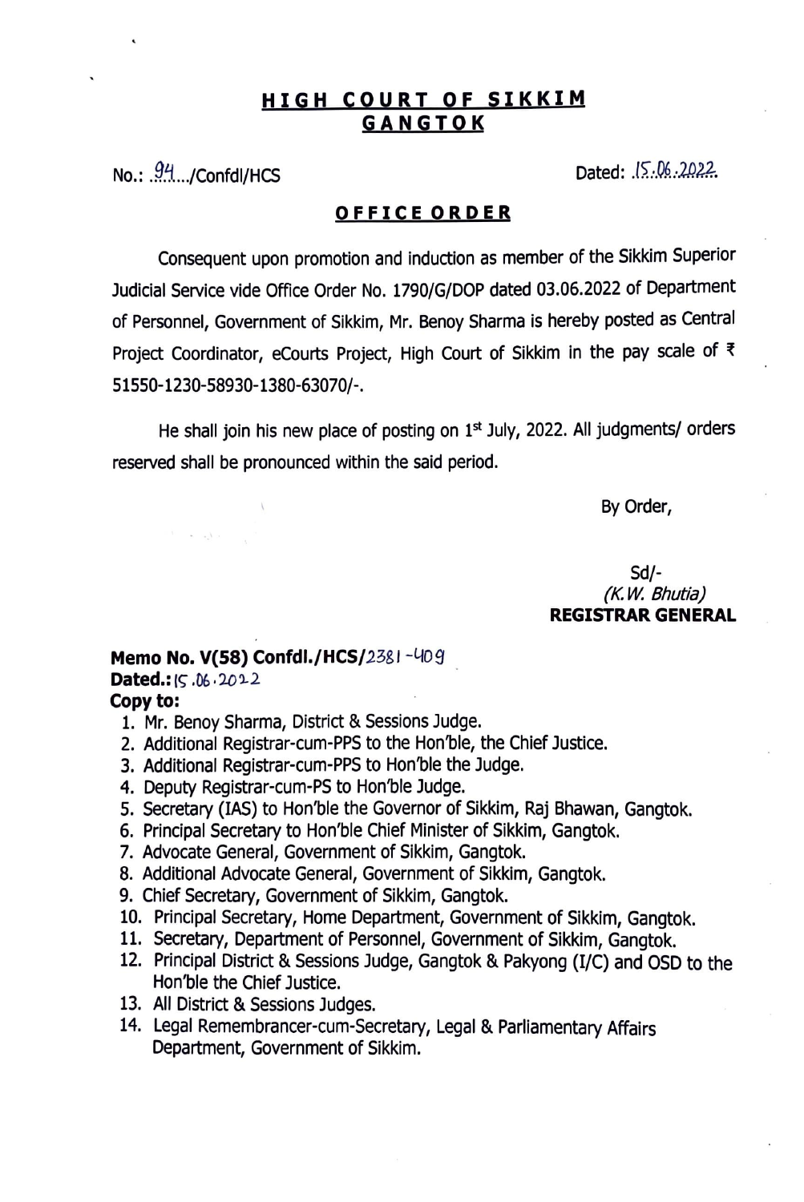# HIGH COURT OF SIKKIM
## GANGTOK

No.: 94/Confdl/HCS     Dated: 15.06.2022

### OFFICE ORDER

Consequent upon promotion and induction as member of the Sikkim Superior Judicial Service vide Office Order No. 1790/G/DOP dated 03.06.2022 of Department of Personnel, Government of Sikkim, Mr. Benoy Sharma is hereby posted as Central Project Coordinator, eCourts Project, High Court of Sikkim in the pay scale of ₹ 51550-1230-58930-1380-63070/-.

He shall join his new place of posting on 1st July, 2022. All judgments/ orders reserved shall be pronounced within the said period.

By Order,

Sd/-
*(K.W. Bhutia)*
**REGISTRAR GENERAL**

**Memo No. V(58) Confdl./HCS/**2381-409
**Dated.:** 15.06.2022
**Copy to:**

1. Mr. Benoy Sharma, District & Sessions Judge.
2. Additional Registrar-cum-PPS to the Hon'ble, the Chief Justice.
3. Additional Registrar-cum-PPS to Hon'ble the Judge.
4. Deputy Registrar-cum-PS to Hon'ble Judge.
5. Secretary (IAS) to Hon'ble the Governor of Sikkim, Raj Bhawan, Gangtok.
6. Principal Secretary to Hon'ble Chief Minister of Sikkim, Gangtok.
7. Advocate General, Government of Sikkim, Gangtok.
8. Additional Advocate General, Government of Sikkim, Gangtok.
9. Chief Secretary, Government of Sikkim, Gangtok.
10. Principal Secretary, Home Department, Government of Sikkim, Gangtok.
11. Secretary, Department of Personnel, Government of Sikkim, Gangtok.
12. Principal District & Sessions Judge, Gangtok & Pakyong (I/C) and OSD to the Hon'ble the Chief Justice.
13. All District & Sessions Judges.
14. Legal Remembrancer-cum-Secretary, Legal & Parliamentary Affairs Department, Government of Sikkim.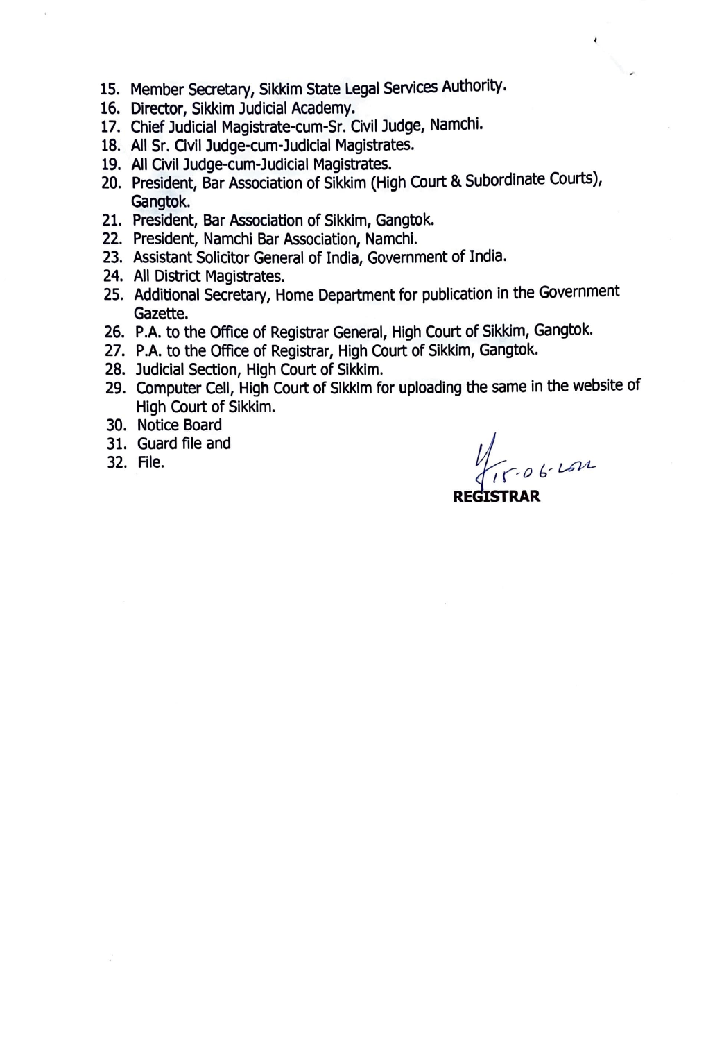15. Member Secretary, Sikkim State Legal Services Authority.
16. Director, Sikkim Judicial Academy.
17. Chief Judicial Magistrate-cum-Sr. Civil Judge, Namchi.
18. All Sr. Civil Judge-cum-Judicial Magistrates.
19. All Civil Judge-cum-Judicial Magistrates.
20. President, Bar Association of Sikkim (High Court & Subordinate Courts), Gangtok.
21. President, Bar Association of Sikkim, Gangtok.
22. President, Namchi Bar Association, Namchi.
23. Assistant Solicitor General of India, Government of India.
24. All District Magistrates.
25. Additional Secretary, Home Department for publication in the Government Gazette.
26. P.A. to the Office of Registrar General, High Court of Sikkim, Gangtok.
27. P.A. to the Office of Registrar, High Court of Sikkim, Gangtok.
28. Judicial Section, High Court of Sikkim.
29. Computer Cell, High Court of Sikkim for uploading the same in the website of High Court of Sikkim.
30. Notice Board
31. Guard file and
32. File.

15-06-2022

**REGISTRAR**